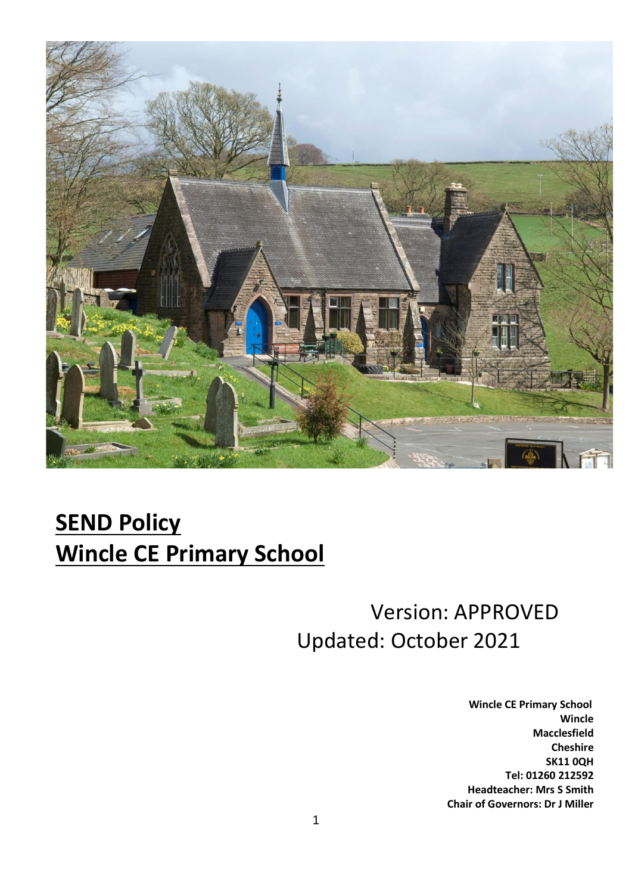# SEND Policy
# Wincle CE Primary School

Version: APPROVED

Updated: October 2021

**Wincle CE Primary School**
**Wincle**
**Macclesfield**
**Cheshire**
**SK11 0QH**
**Tel: 01260 212592**
**Headteacher: Mrs S Smith**
**Chair of Governors: Dr J Miller**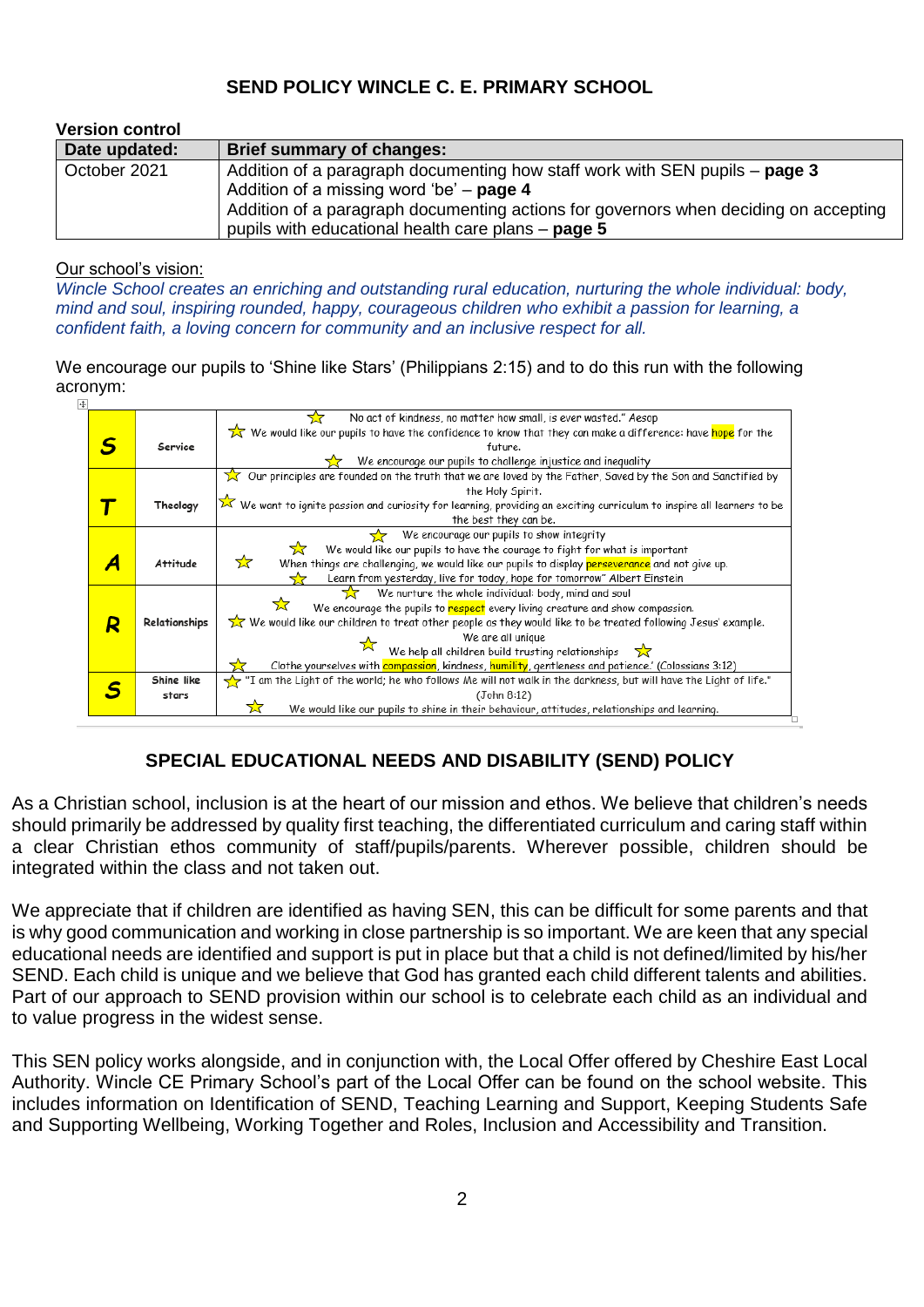## SEND POLICY WINCLE C. E. PRIMARY SCHOOL

**Version control**

| Date updated: | Brief summary of changes: |
|---|---|
| October 2021 | Addition of a paragraph documenting how staff work with SEN pupils – **page 3**<br>Addition of a missing word 'be' – **page 4**<br>Addition of a paragraph documenting actions for governors when deciding on accepting pupils with educational health care plans – **page 5** |

Our school's vision:

*Wincle School creates an enriching and outstanding rural education, nurturing the whole individual: body, mind and soul, inspiring rounded, happy, courageous children who exhibit a passion for learning, a confident faith, a loving concern for community and an inclusive respect for all.*

We encourage our pupils to 'Shine like Stars' (Philippians 2:15) and to do this run with the following acronym:

| | | |
|---|---|---|
| **S** | Service | ☆ No act of kindness, no matter how small, is ever wasted." Aesop<br>☆ We would like our pupils to have the confidence to know that they can make a difference: have hope for the future.<br>☆ We encourage our pupils to challenge injustice and inequality |
| **T** | Theology | ☆ Our principles are founded on the truth that we are loved by the Father, Saved by the Son and Sanctified by the Holy Spirit.<br>☆ We want to ignite passion and curiosity for learning, providing an exciting curriculum to inspire all learners to be the best they can be. |
| **A** | Attitude | ☆ We encourage our pupils to show integrity<br>☆ We would like our pupils to have the courage to fight for what is important<br>☆ When things are challenging, we would like our pupils to display perseverance and not give up.<br>☆ Learn from yesterday, live for today, hope for tomorrow" Albert Einstein |
| **R** | Relationships | ☆ We nurture the whole individual: body, mind and soul<br>☆ We encourage the pupils to respect every living creature and show compassion.<br>☆ We would like our children to treat other people as they would like to be treated following Jesus' example.<br>☆ We are all unique<br>We help all children build trusting relationships ☆<br>☆ Clothe yourselves with compassion, kindness, humility, gentleness and patience.' (Colossians 3:12) |
| **S** | Shine like stars | ☆ "I am the Light of the world; he who follows Me will not walk in the darkness, but will have the Light of life." (John 8:12)<br>☆ We would like our pupils to shine in their behaviour, attitudes, relationships and learning. |

## SPECIAL EDUCATIONAL NEEDS AND DISABILITY (SEND) POLICY

As a Christian school, inclusion is at the heart of our mission and ethos. We believe that children's needs should primarily be addressed by quality first teaching, the differentiated curriculum and caring staff within a clear Christian ethos community of staff/pupils/parents. Wherever possible, children should be integrated within the class and not taken out.

We appreciate that if children are identified as having SEN, this can be difficult for some parents and that is why good communication and working in close partnership is so important. We are keen that any special educational needs are identified and support is put in place but that a child is not defined/limited by his/her SEND. Each child is unique and we believe that God has granted each child different talents and abilities. Part of our approach to SEND provision within our school is to celebrate each child as an individual and to value progress in the widest sense.

This SEN policy works alongside, and in conjunction with, the Local Offer offered by Cheshire East Local Authority. Wincle CE Primary School's part of the Local Offer can be found on the school website. This includes information on Identification of SEND, Teaching Learning and Support, Keeping Students Safe and Supporting Wellbeing, Working Together and Roles, Inclusion and Accessibility and Transition.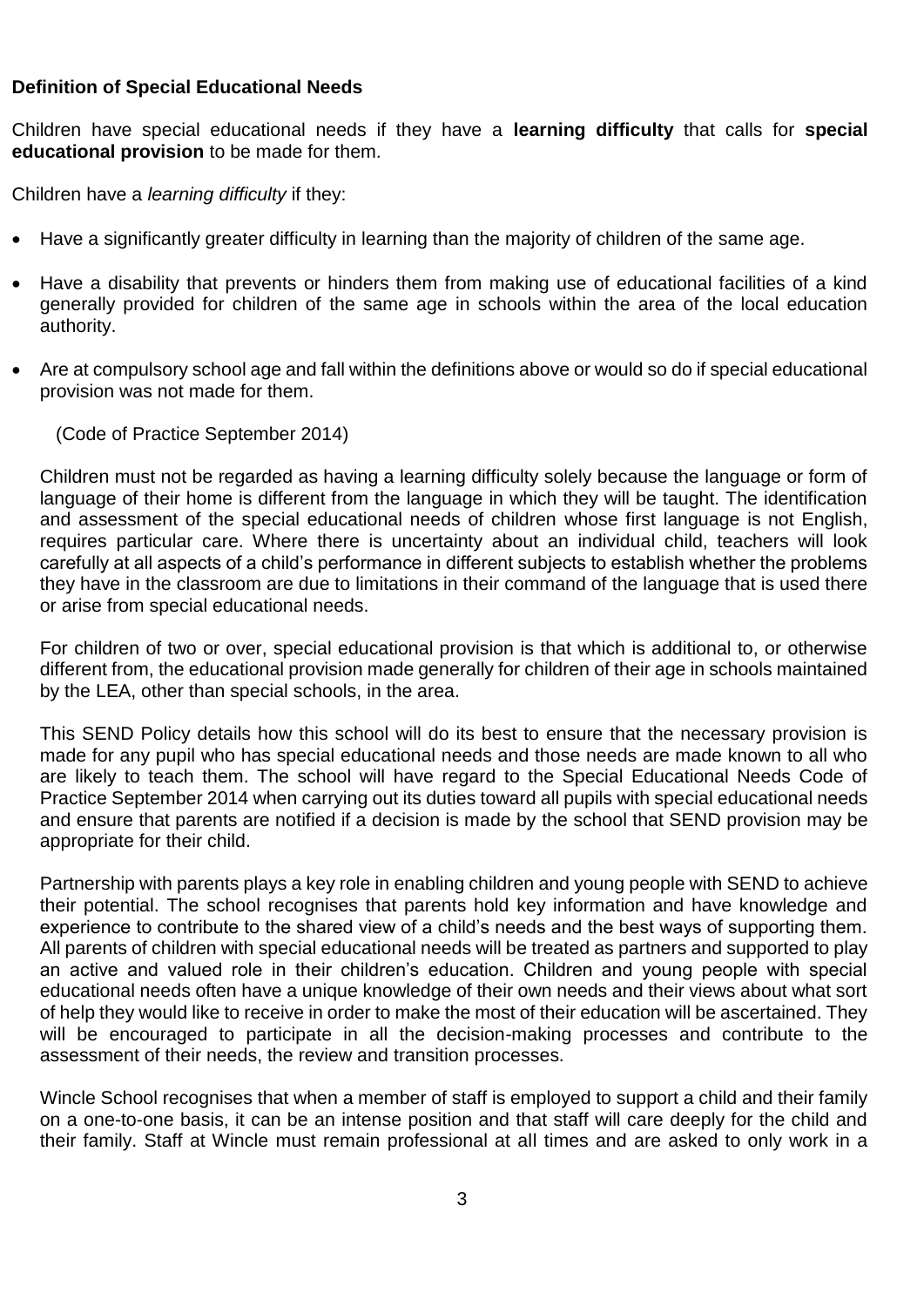**Definition of Special Educational Needs**

Children have special educational needs if they have a **learning difficulty** that calls for **special educational provision** to be made for them.

Children have a *learning difficulty* if they:

- Have a significantly greater difficulty in learning than the majority of children of the same age.
- Have a disability that prevents or hinders them from making use of educational facilities of a kind generally provided for children of the same age in schools within the area of the local education authority.
- Are at compulsory school age and fall within the definitions above or would so do if special educational provision was not made for them.

(Code of Practice September 2014)

Children must not be regarded as having a learning difficulty solely because the language or form of language of their home is different from the language in which they will be taught. The identification and assessment of the special educational needs of children whose first language is not English, requires particular care. Where there is uncertainty about an individual child, teachers will look carefully at all aspects of a child's performance in different subjects to establish whether the problems they have in the classroom are due to limitations in their command of the language that is used there or arise from special educational needs.

For children of two or over, special educational provision is that which is additional to, or otherwise different from, the educational provision made generally for children of their age in schools maintained by the LEA, other than special schools, in the area.

This SEND Policy details how this school will do its best to ensure that the necessary provision is made for any pupil who has special educational needs and those needs are made known to all who are likely to teach them. The school will have regard to the Special Educational Needs Code of Practice September 2014 when carrying out its duties toward all pupils with special educational needs and ensure that parents are notified if a decision is made by the school that SEND provision may be appropriate for their child.

Partnership with parents plays a key role in enabling children and young people with SEND to achieve their potential. The school recognises that parents hold key information and have knowledge and experience to contribute to the shared view of a child's needs and the best ways of supporting them. All parents of children with special educational needs will be treated as partners and supported to play an active and valued role in their children's education. Children and young people with special educational needs often have a unique knowledge of their own needs and their views about what sort of help they would like to receive in order to make the most of their education will be ascertained. They will be encouraged to participate in all the decision-making processes and contribute to the assessment of their needs, the review and transition processes.

Wincle School recognises that when a member of staff is employed to support a child and their family on a one-to-one basis, it can be an intense position and that staff will care deeply for the child and their family. Staff at Wincle must remain professional at all times and are asked to only work in a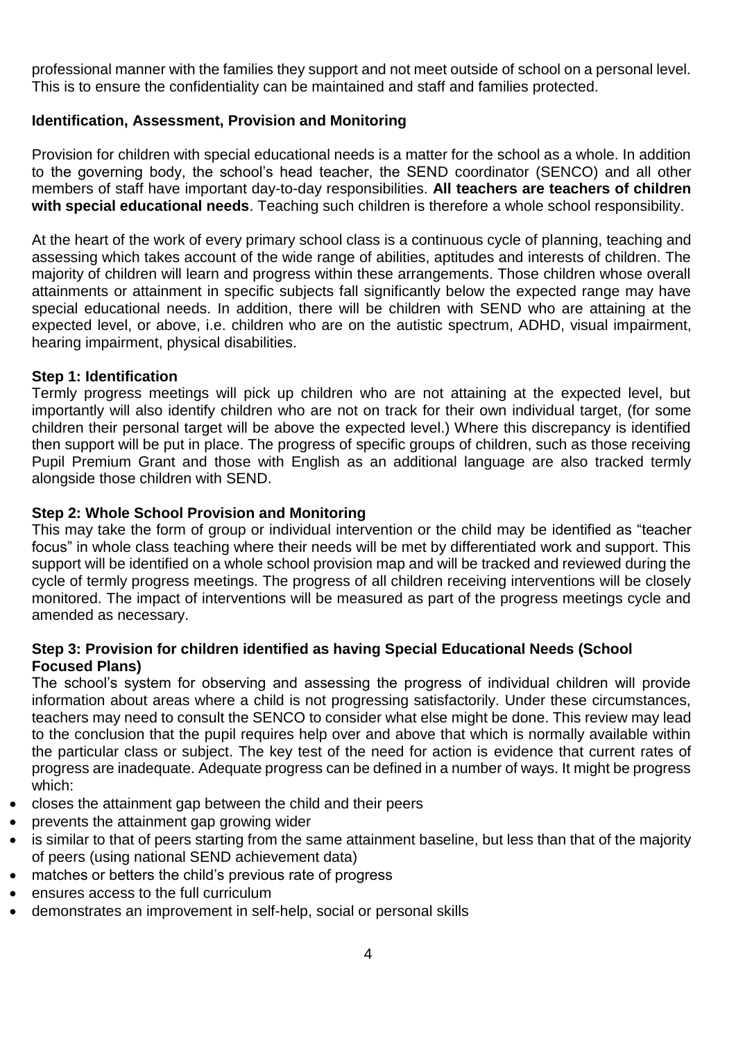professional manner with the families they support and not meet outside of school on a personal level. This is to ensure the confidentiality can be maintained and staff and families protected.

## Identification, Assessment, Provision and Monitoring

Provision for children with special educational needs is a matter for the school as a whole. In addition to the governing body, the school's head teacher, the SEND coordinator (SENCO) and all other members of staff have important day-to-day responsibilities. **All teachers are teachers of children with special educational needs**. Teaching such children is therefore a whole school responsibility.

At the heart of the work of every primary school class is a continuous cycle of planning, teaching and assessing which takes account of the wide range of abilities, aptitudes and interests of children. The majority of children will learn and progress within these arrangements. Those children whose overall attainments or attainment in specific subjects fall significantly below the expected range may have special educational needs. In addition, there will be children with SEND who are attaining at the expected level, or above, i.e. children who are on the autistic spectrum, ADHD, visual impairment, hearing impairment, physical disabilities.

### Step 1: Identification

Termly progress meetings will pick up children who are not attaining at the expected level, but importantly will also identify children who are not on track for their own individual target, (for some children their personal target will be above the expected level.) Where this discrepancy is identified then support will be put in place. The progress of specific groups of children, such as those receiving Pupil Premium Grant and those with English as an additional language are also tracked termly alongside those children with SEND.

### Step 2: Whole School Provision and Monitoring

This may take the form of group or individual intervention or the child may be identified as "teacher focus" in whole class teaching where their needs will be met by differentiated work and support. This support will be identified on a whole school provision map and will be tracked and reviewed during the cycle of termly progress meetings. The progress of all children receiving interventions will be closely monitored. The impact of interventions will be measured as part of the progress meetings cycle and amended as necessary.

### Step 3: Provision for children identified as having Special Educational Needs (School Focused Plans)

The school's system for observing and assessing the progress of individual children will provide information about areas where a child is not progressing satisfactorily. Under these circumstances, teachers may need to consult the SENCO to consider what else might be done. This review may lead to the conclusion that the pupil requires help over and above that which is normally available within the particular class or subject. The key test of the need for action is evidence that current rates of progress are inadequate. Adequate progress can be defined in a number of ways. It might be progress which:

- closes the attainment gap between the child and their peers
- prevents the attainment gap growing wider
- is similar to that of peers starting from the same attainment baseline, but less than that of the majority of peers (using national SEND achievement data)
- matches or betters the child's previous rate of progress
- ensures access to the full curriculum
- demonstrates an improvement in self-help, social or personal skills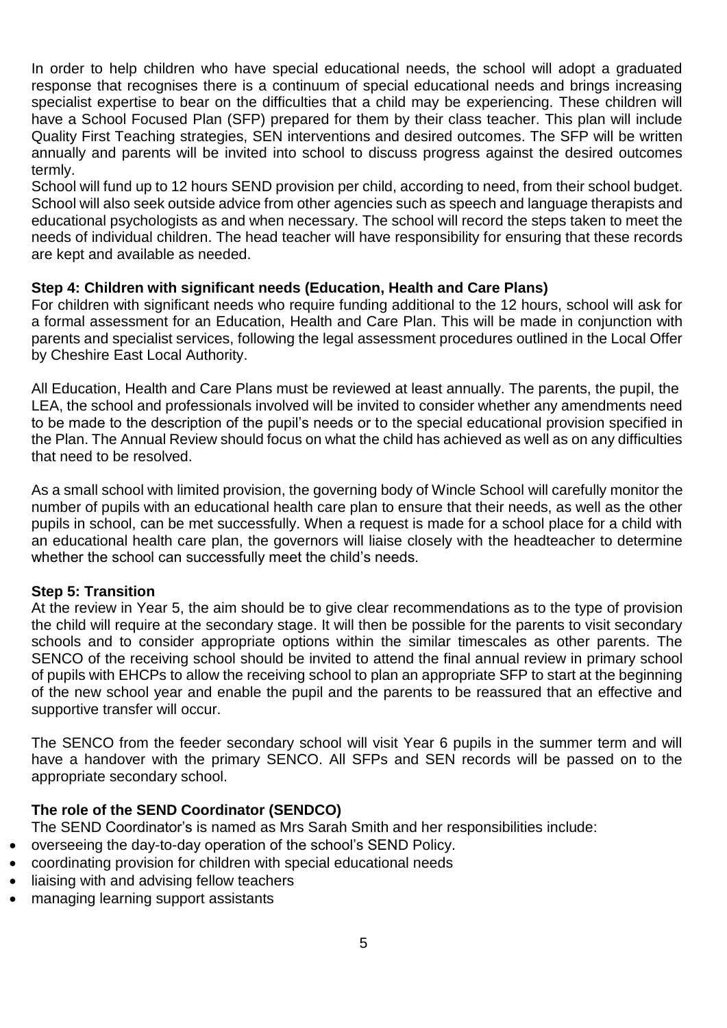In order to help children who have special educational needs, the school will adopt a graduated response that recognises there is a continuum of special educational needs and brings increasing specialist expertise to bear on the difficulties that a child may be experiencing. These children will have a School Focused Plan (SFP) prepared for them by their class teacher. This plan will include Quality First Teaching strategies, SEN interventions and desired outcomes. The SFP will be written annually and parents will be invited into school to discuss progress against the desired outcomes termly.

School will fund up to 12 hours SEND provision per child, according to need, from their school budget. School will also seek outside advice from other agencies such as speech and language therapists and educational psychologists as and when necessary. The school will record the steps taken to meet the needs of individual children. The head teacher will have responsibility for ensuring that these records are kept and available as needed.

**Step 4: Children with significant needs (Education, Health and Care Plans)**

For children with significant needs who require funding additional to the 12 hours, school will ask for a formal assessment for an Education, Health and Care Plan. This will be made in conjunction with parents and specialist services, following the legal assessment procedures outlined in the Local Offer by Cheshire East Local Authority.

All Education, Health and Care Plans must be reviewed at least annually. The parents, the pupil, the LEA, the school and professionals involved will be invited to consider whether any amendments need to be made to the description of the pupil's needs or to the special educational provision specified in the Plan. The Annual Review should focus on what the child has achieved as well as on any difficulties that need to be resolved.

As a small school with limited provision, the governing body of Wincle School will carefully monitor the number of pupils with an educational health care plan to ensure that their needs, as well as the other pupils in school, can be met successfully. When a request is made for a school place for a child with an educational health care plan, the governors will liaise closely with the headteacher to determine whether the school can successfully meet the child's needs.

**Step 5: Transition**

At the review in Year 5, the aim should be to give clear recommendations as to the type of provision the child will require at the secondary stage. It will then be possible for the parents to visit secondary schools and to consider appropriate options within the similar timescales as other parents. The SENCO of the receiving school should be invited to attend the final annual review in primary school of pupils with EHCPs to allow the receiving school to plan an appropriate SFP to start at the beginning of the new school year and enable the pupil and the parents to be reassured that an effective and supportive transfer will occur.

The SENCO from the feeder secondary school will visit Year 6 pupils in the summer term and will have a handover with the primary SENCO. All SFPs and SEN records will be passed on to the appropriate secondary school.

**The role of the SEND Coordinator (SENDCO)**

The SEND Coordinator's is named as Mrs Sarah Smith and her responsibilities include:

- overseeing the day-to-day operation of the school's SEND Policy.
- coordinating provision for children with special educational needs
- liaising with and advising fellow teachers
- managing learning support assistants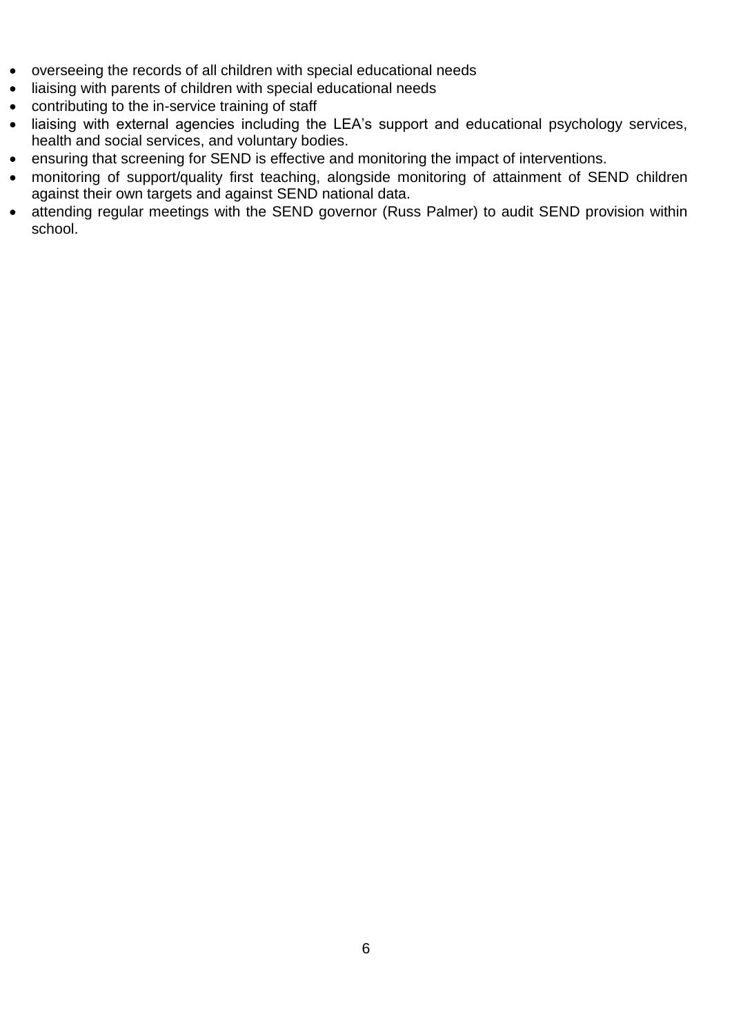- overseeing the records of all children with special educational needs
- liaising with parents of children with special educational needs
- contributing to the in-service training of staff
- liaising with external agencies including the LEA's support and educational psychology services, health and social services, and voluntary bodies.
- ensuring that screening for SEND is effective and monitoring the impact of interventions.
- monitoring of support/quality first teaching, alongside monitoring of attainment of SEND children against their own targets and against SEND national data.
- attending regular meetings with the SEND governor (Russ Palmer) to audit SEND provision within school.